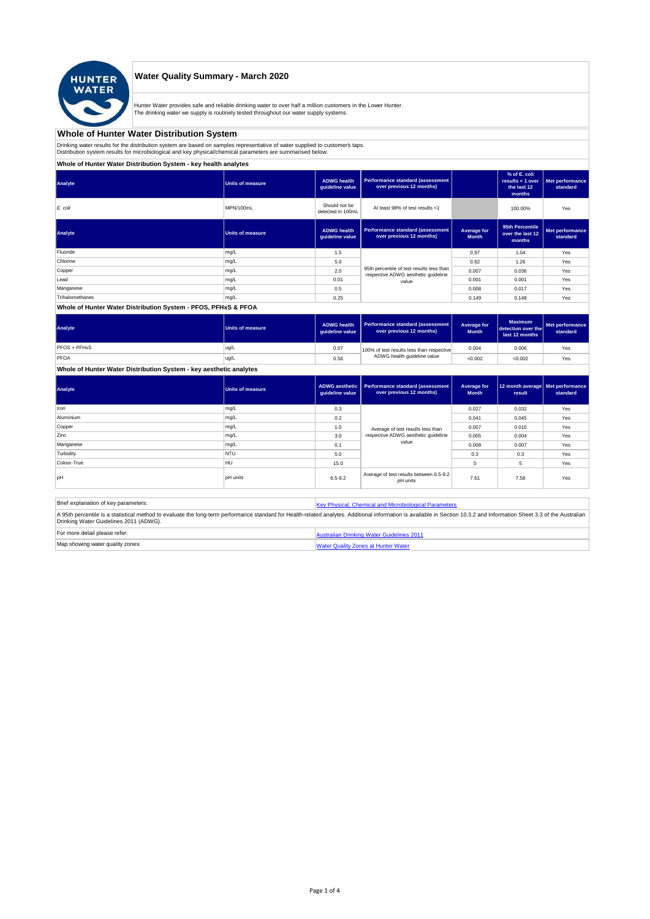# Water Quality Summary - March 2020

Hunter Water provides safe and reliable drinking water to over half a million customers in the Lower Hunter.
The drinking water we supply is routinely tested throughout our water supply systems.

## Whole of Hunter Water Distribution System

Drinking water results for the distribution system are based on samples representative of water supplied to customer's taps.
Distribution system results for microbiological and key physical/chemical parameters are summarised below.

### Whole of Hunter Water Distribution System - key health analytes

| Analyte | Units of measure | ADWG health guideline value | Performance standard (assessment over previous 12 months) | | % of E. coli results < 1 over the last 12 months | Met performance standard |
|---|---|---|---|---|---|---|
| *E. coli* | MPN/100mL | Should not be detected in 100mL | At least 98% of test results <1 | | 100.00% | Yes |

| Analyte | Units of measure | ADWG health guideline value | Performance standard (assessment over previous 12 months) | Average for Month | 95th Percentile over the last 12 months | Met performance standard |
|---|---|---|---|---|---|---|
| Fluoride | mg/L | 1.5 | 95th percentile of test results less than respective ADWG aesthetic guideline value | 0.97 | 1.04 | Yes |
| Chlorine | mg/L | 5.0 | | 0.82 | 1.26 | Yes |
| Copper | mg/L | 2.0 | | 0.007 | 0.036 | Yes |
| Lead | mg/L | 0.01 | | 0.001 | 0.001 | Yes |
| Manganese | mg/L | 0.5 | | 0.008 | 0.017 | Yes |
| Trihalomethanes | mg/L | 0.25 | | 0.149 | 0.148 | Yes |

### Whole of Hunter Water Distribution System - PFOS, PFHxS & PFOA

| Analyte | Units of measure | ADWG health guideline value | Performance standard (assessment over previous 12 months) | Average for Month | Maximum detection over the last 12 months | Met performance standard |
|---|---|---|---|---|---|---|
| PFOS + PFHxS | ug/L | 0.07 | 100% of test results less than respective ADWG health guideline value | 0.004 | 0.006 | Yes |
| PFOA | ug/L | 0.56 | | <0.002 | <0.002 | Yes |

### Whole of Hunter Water Distribution System - key aesthetic analytes

| Analyte | Units of measure | ADWG aesthetic guideline value | Performance standard (assessment over previous 12 months) | Average for Month | 12 month average result | Met performance standard |
|---|---|---|---|---|---|---|
| Iron | mg/L | 0.3 | Average of test results less than respective ADWG aesthetic guideline value | 0.027 | 0.032 | Yes |
| Aluminium | mg/L | 0.2 | | 0.041 | 0.045 | Yes |
| Copper | mg/L | 1.0 | | 0.007 | 0.010 | Yes |
| Zinc | mg/L | 3.0 | | 0.005 | 0.004 | Yes |
| Manganese | mg/L | 0.1 | | 0.008 | 0.007 | Yes |
| Turbidity | NTU | 5.0 | | 0.3 | 0.3 | Yes |
| Colour-True | HU | 15.0 | | 5 | 5 | Yes |
| pH | pH units | 6.5-9.2 | Average of test results between 6.5-9.2 pH units | 7.61 | 7.58 | Yes |

| Brief explanation of key parameters: | Key Physical, Chemical and Microbiological Parameters |
|---|---|

A 95th percentile is a statistical method to evaluate the long-term performance standard for Health-related analytes. Additional information is available in Section 10.3.2 and Information Sheet 3.3 of the Australian Drinking Water Guidelines 2011 (ADWG).

| For more detail please refer: | Australian Drinking Water Guidelines 2011 |
|---|---|
| Map showing water quality zones: | Water Quality Zones at Hunter Water |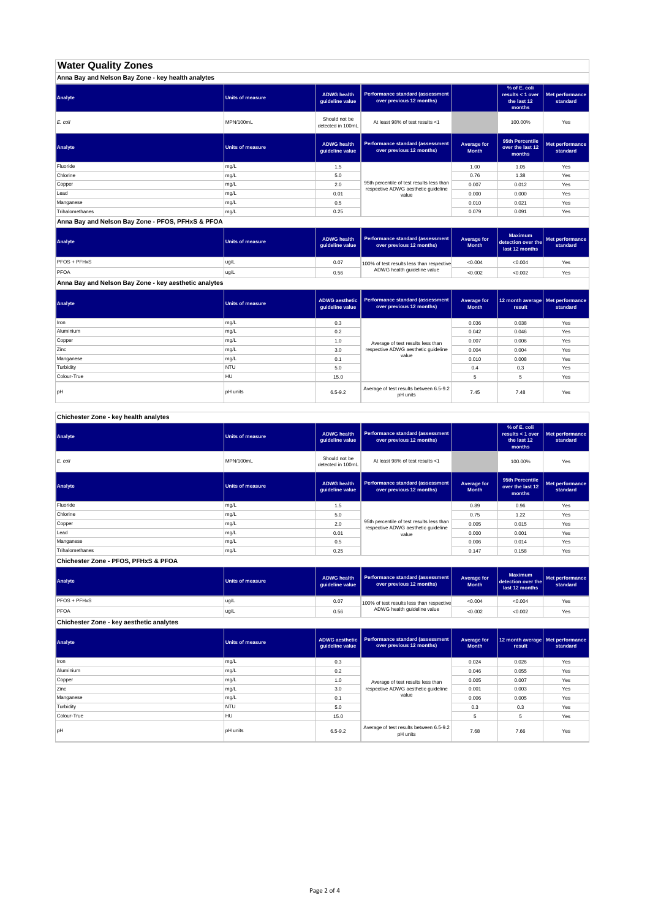# Water Quality Zones

## Anna Bay and Nelson Bay Zone - key health analytes

| Analyte | Units of measure | ADWG health guideline value | Performance standard (assessment over previous 12 months) | | % of E. coli results < 1 over the last 12 months | Met performance standard |
|---|---|---|---|---|---|---|
| *E. coli* | MPN/100mL | Should not be detected in 100mL | At least 98% of test results <1 | | 100.00% | Yes |

| Analyte | Units of measure | ADWG health guideline value | Performance standard (assessment over previous 12 months) | Average for Month | 95th Percentile over the last 12 months | Met performance standard |
|---|---|---|---|---|---|---|
| Fluoride | mg/L | 1.5 | 95th percentile of test results less than respective ADWG aesthetic guideline value | 1.00 | 1.05 | Yes |
| Chlorine | mg/L | 5.0 | | 0.76 | 1.38 | Yes |
| Copper | mg/L | 2.0 | | 0.007 | 0.012 | Yes |
| Lead | mg/L | 0.01 | | 0.000 | 0.000 | Yes |
| Manganese | mg/L | 0.5 | | 0.010 | 0.021 | Yes |
| Trihalomethanes | mg/L | 0.25 | | 0.079 | 0.091 | Yes |

## Anna Bay and Nelson Bay Zone - PFOS, PFHxS & PFOA

| Analyte | Units of measure | ADWG health guideline value | Performance standard (assessment over previous 12 months) | Average for Month | Maximum detection over the last 12 months | Met performance standard |
|---|---|---|---|---|---|---|
| PFOS + PFHxS | ug/L | 0.07 | 100% of test results less than respective ADWG health guideline value | <0.004 | <0.004 | Yes |
| PFOA | ug/L | 0.56 | | <0.002 | <0.002 | Yes |

## Anna Bay and Nelson Bay Zone - key aesthetic analytes

| Analyte | Units of measure | ADWG aesthetic guideline value | Performance standard (assessment over previous 12 months) | Average for Month | 12 month average result | Met performance standard |
|---|---|---|---|---|---|---|
| Iron | mg/L | 0.3 | Average of test results less than respective ADWG aesthetic guideline value | 0.036 | 0.038 | Yes |
| Aluminium | mg/L | 0.2 | | 0.042 | 0.046 | Yes |
| Copper | mg/L | 1.0 | | 0.007 | 0.006 | Yes |
| Zinc | mg/L | 3.0 | | 0.004 | 0.004 | Yes |
| Manganese | mg/L | 0.1 | | 0.010 | 0.008 | Yes |
| Turbidity | NTU | 5.0 | | 0.4 | 0.3 | Yes |
| Colour-True | HU | 15.0 | | 5 | 5 | Yes |
| pH | pH units | 6.5-9.2 | Average of test results between 6.5-9.2 pH units | 7.45 | 7.48 | Yes |

## Chichester Zone - key health analytes

| Analyte | Units of measure | ADWG health guideline value | Performance standard (assessment over previous 12 months) | | % of E. coli results < 1 over the last 12 months | Met performance standard |
|---|---|---|---|---|---|---|
| *E. coli* | MPN/100mL | Should not be detected in 100mL | At least 98% of test results <1 | | 100.00% | Yes |

| Analyte | Units of measure | ADWG health guideline value | Performance standard (assessment over previous 12 months) | Average for Month | 95th Percentile over the last 12 months | Met performance standard |
|---|---|---|---|---|---|---|
| Fluoride | mg/L | 1.5 | 95th percentile of test results less than respective ADWG aesthetic guideline value | 0.89 | 0.96 | Yes |
| Chlorine | mg/L | 5.0 | | 0.75 | 1.22 | Yes |
| Copper | mg/L | 2.0 | | 0.005 | 0.015 | Yes |
| Lead | mg/L | 0.01 | | 0.000 | 0.001 | Yes |
| Manganese | mg/L | 0.5 | | 0.006 | 0.014 | Yes |
| Trihalomethanes | mg/L | 0.25 | | 0.147 | 0.158 | Yes |

## Chichester Zone - PFOS, PFHxS & PFOA

| Analyte | Units of measure | ADWG health guideline value | Performance standard (assessment over previous 12 months) | Average for Month | Maximum detection over the last 12 months | Met performance standard |
|---|---|---|---|---|---|---|
| PFOS + PFHxS | ug/L | 0.07 | 100% of test results less than respective ADWG health guideline value | <0.004 | <0.004 | Yes |
| PFOA | ug/L | 0.56 | | <0.002 | <0.002 | Yes |

## Chichester Zone - key aesthetic analytes

| Analyte | Units of measure | ADWG aesthetic guideline value | Performance standard (assessment over previous 12 months) | Average for Month | 12 month average result | Met performance standard |
|---|---|---|---|---|---|---|
| Iron | mg/L | 0.3 | Average of test results less than respective ADWG aesthetic guideline value | 0.024 | 0.026 | Yes |
| Aluminium | mg/L | 0.2 | | 0.046 | 0.055 | Yes |
| Copper | mg/L | 1.0 | | 0.005 | 0.007 | Yes |
| Zinc | mg/L | 3.0 | | 0.001 | 0.003 | Yes |
| Manganese | mg/L | 0.1 | | 0.006 | 0.005 | Yes |
| Turbidity | NTU | 5.0 | | 0.3 | 0.3 | Yes |
| Colour-True | HU | 15.0 | | 5 | 5 | Yes |
| pH | pH units | 6.5-9.2 | Average of test results between 6.5-9.2 pH units | 7.68 | 7.66 | Yes |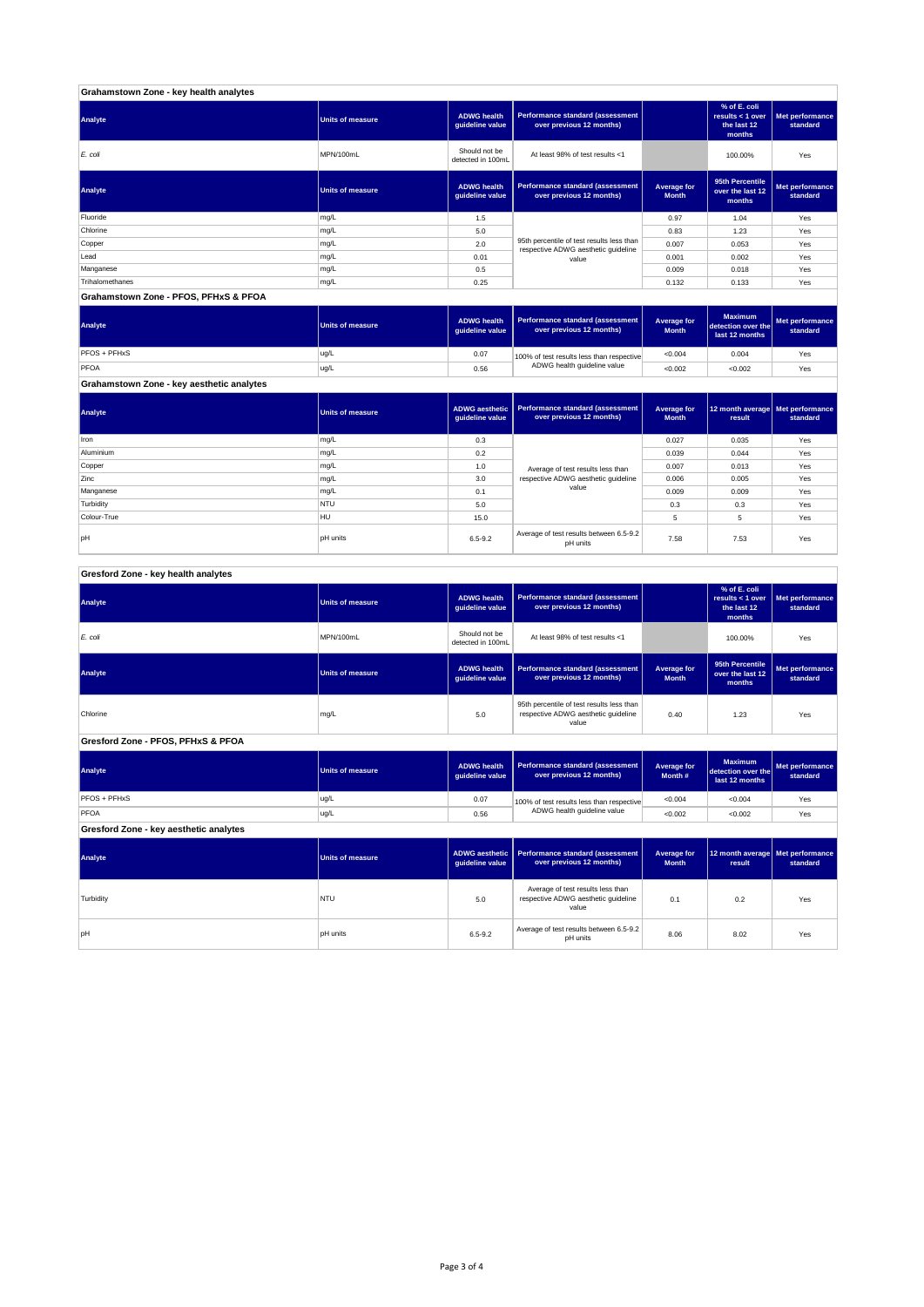## Grahamstown Zone - key health analytes

| Analyte | Units of measure | ADWG health guideline value | Performance standard (assessment over previous 12 months) | | % of E. coli results < 1 over the last 12 months | Met performance standard |
|---|---|---|---|---|---|---|
| *E. coli* | MPN/100mL | Should not be detected in 100mL | At least 98% of test results <1 | | 100.00% | Yes |

| Analyte | Units of measure | ADWG health guideline value | Performance standard (assessment over previous 12 months) | Average for Month | 95th Percentile over the last 12 months | Met performance standard |
|---|---|---|---|---|---|---|
| Fluoride | mg/L | 1.5 | 95th percentile of test results less than respective ADWG aesthetic guideline value | 0.97 | 1.04 | Yes |
| Chlorine | mg/L | 5.0 | | 0.83 | 1.23 | Yes |
| Copper | mg/L | 2.0 | | 0.007 | 0.053 | Yes |
| Lead | mg/L | 0.01 | | 0.001 | 0.002 | Yes |
| Manganese | mg/L | 0.5 | | 0.009 | 0.018 | Yes |
| Trihalomethanes | mg/L | 0.25 | | 0.132 | 0.133 | Yes |

## Grahamstown Zone - PFOS, PFHxS & PFOA

| Analyte | Units of measure | ADWG health guideline value | Performance standard (assessment over previous 12 months) | Average for Month | Maximum detection over the last 12 months | Met performance standard |
|---|---|---|---|---|---|---|
| PFOS + PFHxS | ug/L | 0.07 | 100% of test results less than respective ADWG health guideline value | <0.004 | 0.004 | Yes |
| PFOA | ug/L | 0.56 | | <0.002 | <0.002 | Yes |

## Grahamstown Zone - key aesthetic analytes

| Analyte | Units of measure | ADWG aesthetic guideline value | Performance standard (assessment over previous 12 months) | Average for Month | 12 month average result | Met performance standard |
|---|---|---|---|---|---|---|
| Iron | mg/L | 0.3 | Average of test results less than respective ADWG aesthetic guideline value | 0.027 | 0.035 | Yes |
| Aluminium | mg/L | 0.2 | | 0.039 | 0.044 | Yes |
| Copper | mg/L | 1.0 | | 0.007 | 0.013 | Yes |
| Zinc | mg/L | 3.0 | | 0.006 | 0.005 | Yes |
| Manganese | mg/L | 0.1 | | 0.009 | 0.009 | Yes |
| Turbidity | NTU | 5.0 | | 0.3 | 0.3 | Yes |
| Colour-True | HU | 15.0 | | 5 | 5 | Yes |
| pH | pH units | 6.5-9.2 | Average of test results between 6.5-9.2 pH units | 7.58 | 7.53 | Yes |

## Gresford Zone - key health analytes

| Analyte | Units of measure | ADWG health guideline value | Performance standard (assessment over previous 12 months) | | % of E. coli results < 1 over the last 12 months | Met performance standard |
|---|---|---|---|---|---|---|
| *E. coli* | MPN/100mL | Should not be detected in 100mL | At least 98% of test results <1 | | 100.00% | Yes |

| Analyte | Units of measure | ADWG health guideline value | Performance standard (assessment over previous 12 months) | Average for Month | 95th Percentile over the last 12 months | Met performance standard |
|---|---|---|---|---|---|---|
| Chlorine | mg/L | 5.0 | 95th percentile of test results less than respective ADWG aesthetic guideline value | 0.40 | 1.23 | Yes |

## Gresford Zone - PFOS, PFHxS & PFOA

| Analyte | Units of measure | ADWG health guideline value | Performance standard (assessment over previous 12 months) | Average for Month # | Maximum detection over the last 12 months | Met performance standard |
|---|---|---|---|---|---|---|
| PFOS + PFHxS | ug/L | 0.07 | 100% of test results less than respective ADWG health guideline value | <0.004 | <0.004 | Yes |
| PFOA | ug/L | 0.56 | | <0.002 | <0.002 | Yes |

## Gresford Zone - key aesthetic analytes

| Analyte | Units of measure | ADWG aesthetic guideline value | Performance standard (assessment over previous 12 months) | Average for Month | 12 month average result | Met performance standard |
|---|---|---|---|---|---|---|
| Turbidity | NTU | 5.0 | Average of test results less than respective ADWG aesthetic guideline value | 0.1 | 0.2 | Yes |
| pH | pH units | 6.5-9.2 | Average of test results between 6.5-9.2 pH units | 8.06 | 8.02 | Yes |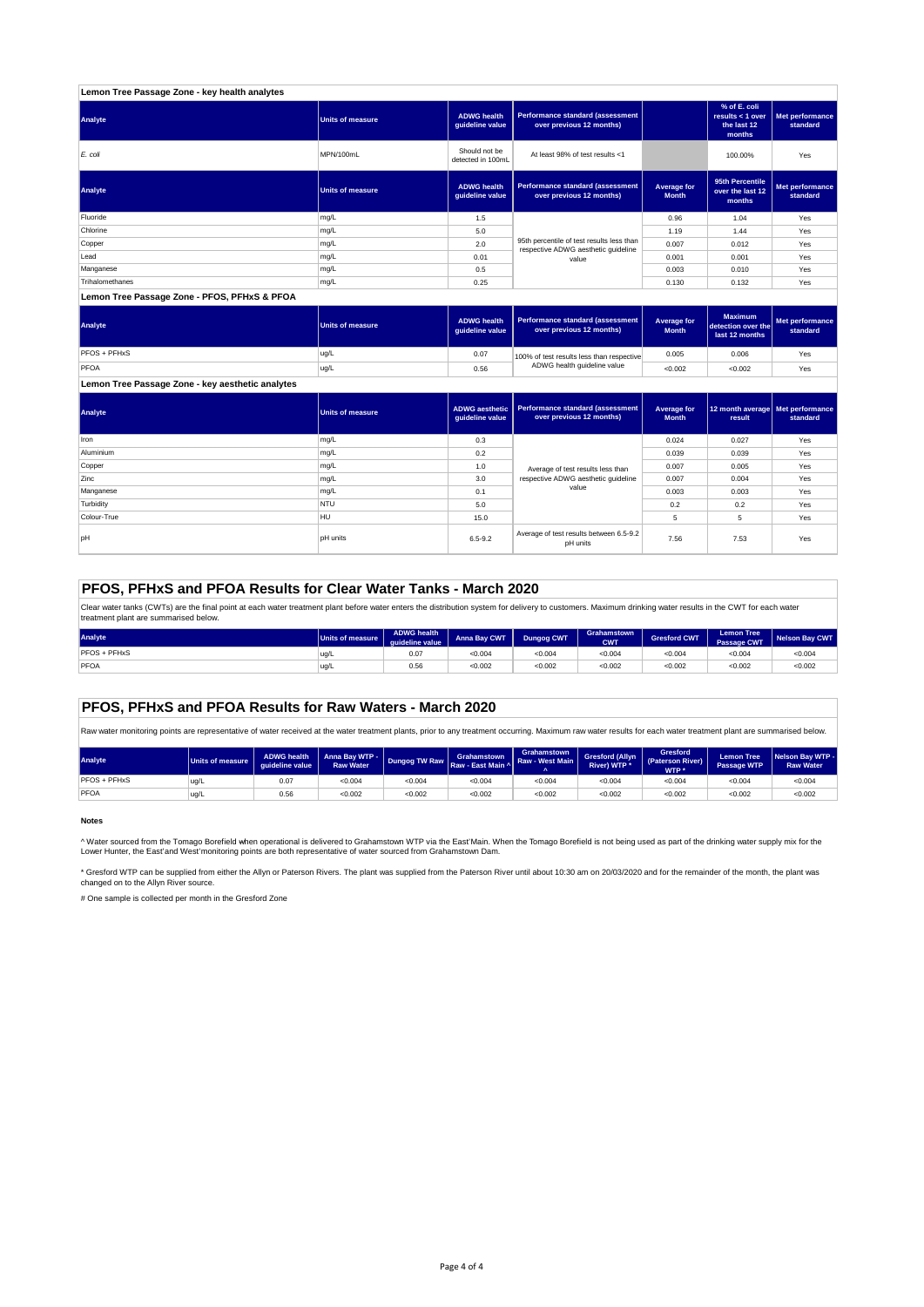## Lemon Tree Passage Zone - key health analytes

| Analyte | Units of measure | ADWG health guideline value | Performance standard (assessment over previous 12 months) | | % of E. coli results < 1 over the last 12 months | Met performance standard |
|---|---|---|---|---|---|---|
| *E. coli* | MPN/100mL | Should not be detected in 100mL | At least 98% of test results <1 | | 100.00% | Yes |

| Analyte | Units of measure | ADWG health guideline value | Performance standard (assessment over previous 12 months) | Average for Month | 95th Percentile over the last 12 months | Met performance standard |
|---|---|---|---|---|---|---|
| Fluoride | mg/L | 1.5 | 95th percentile of test results less than respective ADWG aesthetic guideline value | 0.96 | 1.04 | Yes |
| Chlorine | mg/L | 5.0 | | 1.19 | 1.44 | Yes |
| Copper | mg/L | 2.0 | | 0.007 | 0.012 | Yes |
| Lead | mg/L | 0.01 | | 0.001 | 0.001 | Yes |
| Manganese | mg/L | 0.5 | | 0.003 | 0.010 | Yes |
| Trihalomethanes | mg/L | 0.25 | | 0.130 | 0.132 | Yes |

## Lemon Tree Passage Zone - PFOS, PFHxS & PFOA

| Analyte | Units of measure | ADWG health guideline value | Performance standard (assessment over previous 12 months) | Average for Month | Maximum detection over the last 12 months | Met performance standard |
|---|---|---|---|---|---|---|
| PFOS + PFHxS | ug/L | 0.07 | 100% of test results less than respective ADWG health guideline value | 0.005 | 0.006 | Yes |
| PFOA | ug/L | 0.56 | | <0.002 | <0.002 | Yes |

## Lemon Tree Passage Zone - key aesthetic analytes

| Analyte | Units of measure | ADWG aesthetic guideline value | Performance standard (assessment over previous 12 months) | Average for Month | 12 month average result | Met performance standard |
|---|---|---|---|---|---|---|
| Iron | mg/L | 0.3 | Average of test results less than respective ADWG aesthetic guideline value | 0.024 | 0.027 | Yes |
| Aluminium | mg/L | 0.2 | | 0.039 | 0.039 | Yes |
| Copper | mg/L | 1.0 | | 0.007 | 0.005 | Yes |
| Zinc | mg/L | 3.0 | | 0.007 | 0.004 | Yes |
| Manganese | mg/L | 0.1 | | 0.003 | 0.003 | Yes |
| Turbidity | NTU | 5.0 | | 0.2 | 0.2 | Yes |
| Colour-True | HU | 15.0 | | 5 | 5 | Yes |
| pH | pH units | 6.5-9.2 | Average of test results between 6.5-9.2 pH units | 7.56 | 7.53 | Yes |

## PFOS, PFHxS and PFOA Results for Clear Water Tanks - March 2020

Clear water tanks (CWTs) are the final point at each water treatment plant before water enters the distribution system for delivery to customers. Maximum drinking water results in the CWT for each water treatment plant are summarised below.

| Analyte | Units of measure | ADWG health guideline value | Anna Bay CWT | Dungog CWT | Grahamstown CWT | Gresford CWT | Lemon Tree Passage CWT | Nelson Bay CWT |
|---|---|---|---|---|---|---|---|---|
| PFOS + PFHxS | ug/L | 0.07 | <0.004 | <0.004 | <0.004 | <0.004 | <0.004 | <0.004 |
| PFOA | ug/L | 0.56 | <0.002 | <0.002 | <0.002 | <0.002 | <0.002 | <0.002 |

## PFOS, PFHxS and PFOA Results for Raw Waters - March 2020

Raw water monitoring points are representative of water received at the water treatment plants, prior to any treatment occurring. Maximum raw water results for each water treatment plant are summarised below.

| Analyte | Units of measure | ADWG health guideline value | Anna Bay WTP - Raw Water | Dungog TW Raw | Grahamstown Raw - East Main ^ | Grahamstown Raw - West Main ^ | Gresford (Allyn River) WTP * | Gresford (Paterson River) WTP * | Lemon Tree Passage WTP | Nelson Bay WTP - Raw Water |
|---|---|---|---|---|---|---|---|---|---|---|
| PFOS + PFHxS | ug/L | 0.07 | <0.004 | <0.004 | <0.004 | <0.004 | <0.004 | <0.004 | <0.004 | <0.004 |
| PFOA | ug/L | 0.56 | <0.002 | <0.002 | <0.002 | <0.002 | <0.002 | <0.002 | <0.002 | <0.002 |

**Notes**

^ Water sourced from the Tomago Borefield when operational is delivered to Grahamstown WTP via the East Main. When the Tomago Borefield is not being used as part of the drinking water supply mix for the Lower Hunter, the East and West monitoring points are both representative of water sourced from Grahamstown Dam.

* Gresford WTP can be supplied from either the Allyn or Paterson Rivers. The plant was supplied from the Paterson River until about 10:30 am on 20/03/2020 and for the remainder of the month, the plant was changed on to the Allyn River source.

# One sample is collected per month in the Gresford Zone